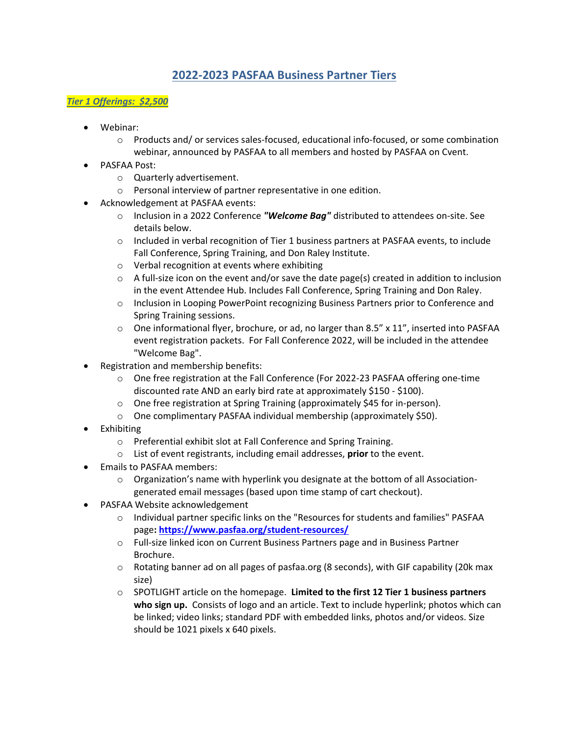# 2022-2023 PASFAA Business Partner Tiers

## *Tier 1 Offerings: $2,500*

- Webinar:
  - Products and/ or services sales-focused, educational info-focused, or some combination webinar, announced by PASFAA to all members and hosted by PASFAA on Cvent.
- PASFAA Post:
  - Quarterly advertisement.
  - Personal interview of partner representative in one edition.
- Acknowledgement at PASFAA events:
  - Inclusion in a 2022 Conference ***"Welcome Bag"*** distributed to attendees on-site. See details below.
  - Included in verbal recognition of Tier 1 business partners at PASFAA events, to include Fall Conference, Spring Training, and Don Raley Institute.
  - Verbal recognition at events where exhibiting
  - A full-size icon on the event and/or save the date page(s) created in addition to inclusion in the event Attendee Hub. Includes Fall Conference, Spring Training and Don Raley.
  - Inclusion in Looping PowerPoint recognizing Business Partners prior to Conference and Spring Training sessions.
  - One informational flyer, brochure, or ad, no larger than 8.5" x 11", inserted into PASFAA event registration packets. For Fall Conference 2022, will be included in the attendee "Welcome Bag".
- Registration and membership benefits:
  - One free registration at the Fall Conference (For 2022-23 PASFAA offering one-time discounted rate AND an early bird rate at approximately $150 - $100).
  - One free registration at Spring Training (approximately $45 for in-person).
  - One complimentary PASFAA individual membership (approximately $50).
- Exhibiting
  - Preferential exhibit slot at Fall Conference and Spring Training.
  - List of event registrants, including email addresses, **prior** to the event.
- Emails to PASFAA members:
  - Organization's name with hyperlink you designate at the bottom of all Association-generated email messages (based upon time stamp of cart checkout).
- PASFAA Website acknowledgement
  - Individual partner specific links on the "Resources for students and families" PASFAA page**:** **https://www.pasfaa.org/student-resources/**
  - Full-size linked icon on Current Business Partners page and in Business Partner Brochure.
  - Rotating banner ad on all pages of pasfaa.org (8 seconds), with GIF capability (20k max size)
  - SPOTLIGHT article on the homepage. **Limited to the first 12 Tier 1 business partners who sign up.** Consists of logo and an article. Text to include hyperlink; photos which can be linked; video links; standard PDF with embedded links, photos and/or videos. Size should be 1021 pixels x 640 pixels.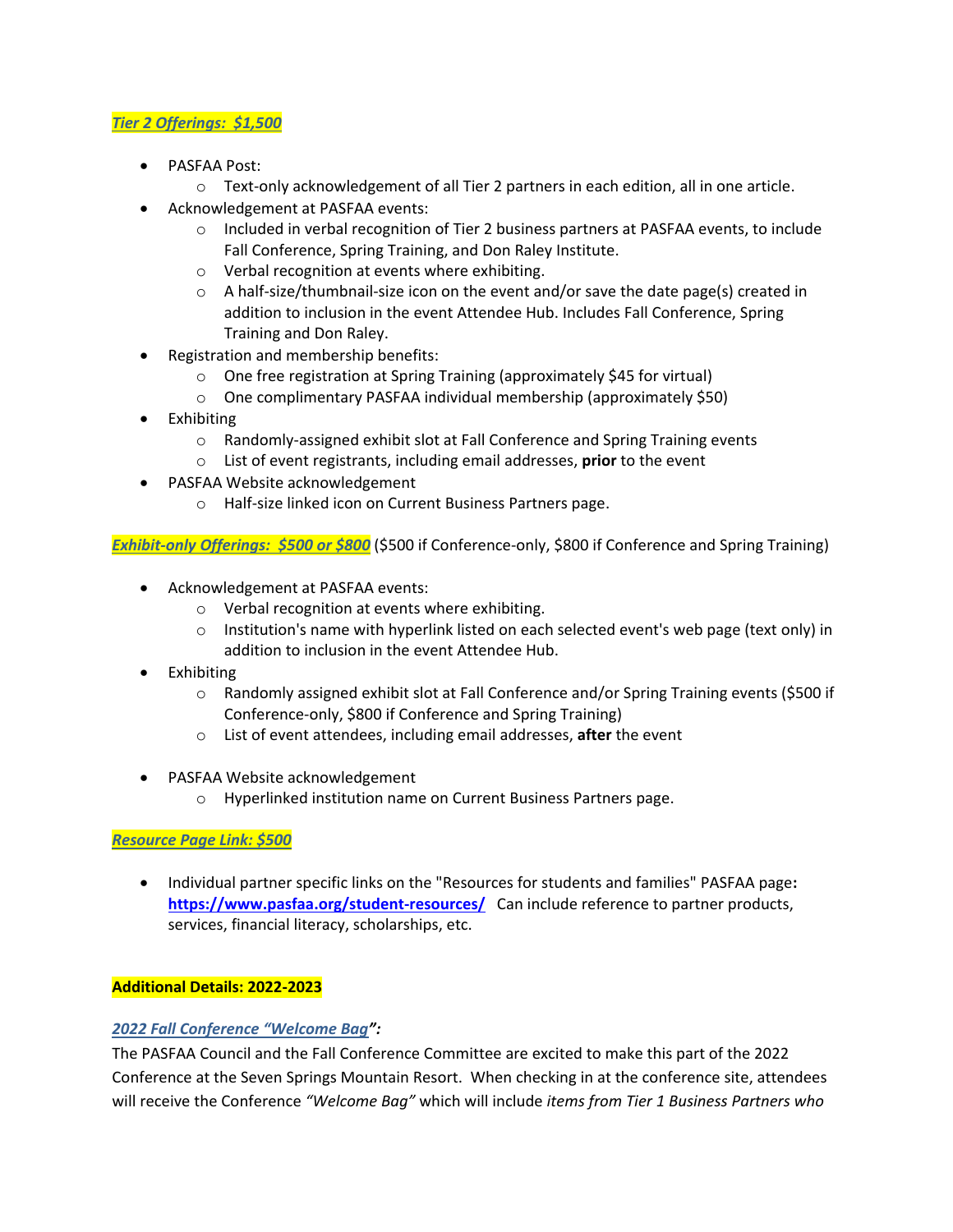***Tier 2 Offerings: $1,500***

- PASFAA Post:
  - Text-only acknowledgement of all Tier 2 partners in each edition, all in one article.
- Acknowledgement at PASFAA events:
  - Included in verbal recognition of Tier 2 business partners at PASFAA events, to include Fall Conference, Spring Training, and Don Raley Institute.
  - Verbal recognition at events where exhibiting.
  - A half-size/thumbnail-size icon on the event and/or save the date page(s) created in addition to inclusion in the event Attendee Hub. Includes Fall Conference, Spring Training and Don Raley.
- Registration and membership benefits:
  - One free registration at Spring Training (approximately $45 for virtual)
  - One complimentary PASFAA individual membership (approximately $50)
- Exhibiting
  - Randomly-assigned exhibit slot at Fall Conference and Spring Training events
  - List of event registrants, including email addresses, **prior** to the event
- PASFAA Website acknowledgement
  - Half-size linked icon on Current Business Partners page.

***Exhibit-only Offerings: $500 or $800*** ($500 if Conference-only, $800 if Conference and Spring Training)

- Acknowledgement at PASFAA events:
  - Verbal recognition at events where exhibiting.
  - Institution's name with hyperlink listed on each selected event's web page (text only) in addition to inclusion in the event Attendee Hub.
- Exhibiting
  - Randomly assigned exhibit slot at Fall Conference and/or Spring Training events ($500 if Conference-only, $800 if Conference and Spring Training)
  - List of event attendees, including email addresses, **after** the event
- PASFAA Website acknowledgement
  - Hyperlinked institution name on Current Business Partners page.

***Resource Page Link: $500***

- Individual partner specific links on the "Resources for students and families" PASFAA page**:** **https://www.pasfaa.org/student-resources/** Can include reference to partner products, services, financial literacy, scholarships, etc.

**Additional Details: 2022-2023**

***2022 Fall Conference "Welcome Bag":***

The PASFAA Council and the Fall Conference Committee are excited to make this part of the 2022 Conference at the Seven Springs Mountain Resort. When checking in at the conference site, attendees will receive the Conference *"Welcome Bag"* which will include *items from Tier 1 Business Partners who*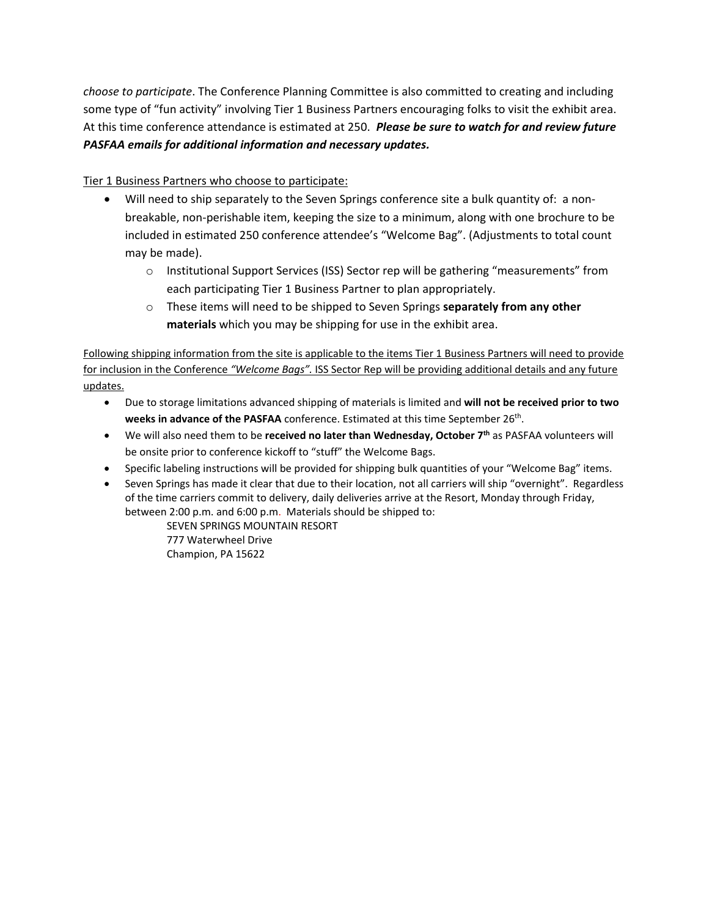*choose to participate*. The Conference Planning Committee is also committed to creating and including some type of "fun activity" involving Tier 1 Business Partners encouraging folks to visit the exhibit area. At this time conference attendance is estimated at 250. ***Please be sure to watch for and review future PASFAA emails for additional information and necessary updates.***

<u>Tier 1 Business Partners who choose to participate:</u>

- Will need to ship separately to the Seven Springs conference site a bulk quantity of: a non-breakable, non-perishable item, keeping the size to a minimum, along with one brochure to be included in estimated 250 conference attendee's "Welcome Bag". (Adjustments to total count may be made).
  - Institutional Support Services (ISS) Sector rep will be gathering "measurements" from each participating Tier 1 Business Partner to plan appropriately.
  - These items will need to be shipped to Seven Springs **separately from any other materials** which you may be shipping for use in the exhibit area.

<u>Following shipping information from the site is applicable to the items Tier 1 Business Partners will need to provide for inclusion in the Conference *"Welcome Bags"*. ISS Sector Rep will be providing additional details and any future updates.</u>

- Due to storage limitations advanced shipping of materials is limited and **will not be received prior to two weeks in advance of the PASFAA** conference. Estimated at this time September 26th.
- We will also need them to be **received no later than Wednesday, October 7th** as PASFAA volunteers will be onsite prior to conference kickoff to "stuff" the Welcome Bags.
- Specific labeling instructions will be provided for shipping bulk quantities of your "Welcome Bag" items.
- Seven Springs has made it clear that due to their location, not all carriers will ship "overnight". Regardless of the time carriers commit to delivery, daily deliveries arrive at the Resort, Monday through Friday, between 2:00 p.m. and 6:00 p.m. Materials should be shipped to:

  SEVEN SPRINGS MOUNTAIN RESORT
  777 Waterwheel Drive
  Champion, PA 15622